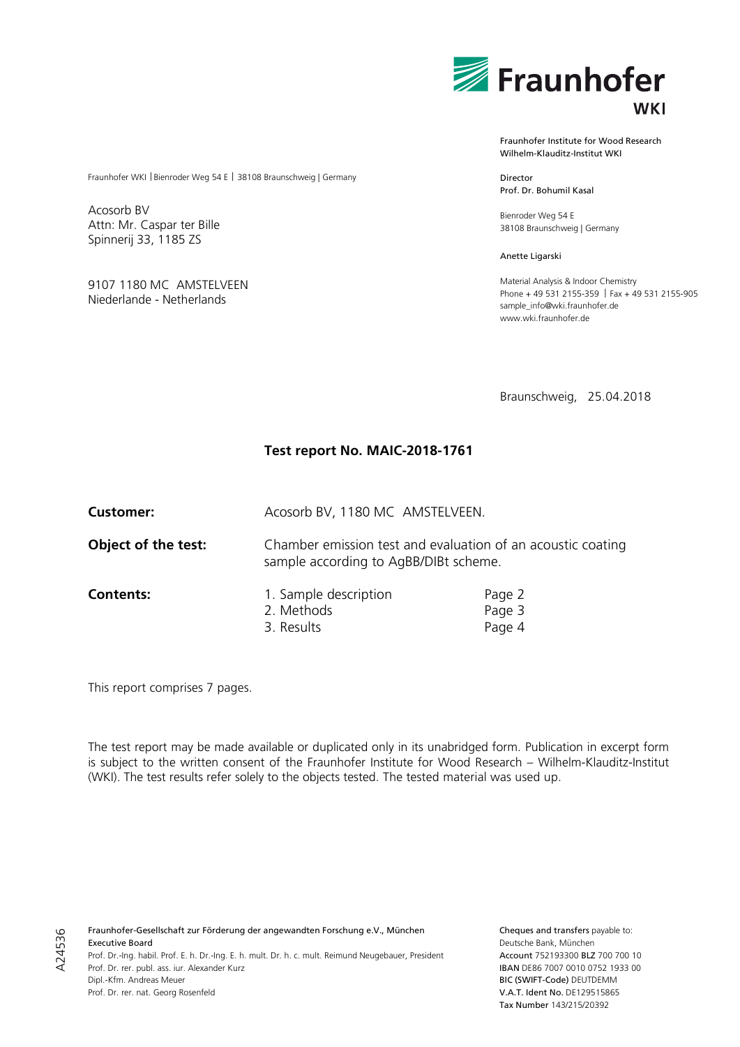Fraunhofer WKI

Fraunhofer Institute for Wood Research
Wilhelm-Klauditz-Institut WKI

Director
Prof. Dr. Bohumil Kasal

Bienroder Weg 54 E
38108 Braunschweig | Germany

Anette Ligarski

Material Analysis & Indoor Chemistry
Phone + 49 531 2155-359 | Fax + 49 531 2155-905
sample_info@wki.fraunhofer.de
www.wki.fraunhofer.de

Fraunhofer WKI | Bienroder Weg 54 E | 38108 Braunschweig | Germany

Acosorb BV
Attn: Mr. Caspar ter Bille
Spinnerij 33, 1185 ZS

9107 1180 MC AMSTELVEEN
Niederlande - Netherlands

Braunschweig, 25.04.2018

# Test report No. MAIC-2018-1761

**Customer:** Acosorb BV, 1180 MC AMSTELVEEN.

**Object of the test:** Chamber emission test and evaluation of an acoustic coating sample according to AgBB/DIBt scheme.

**Contents:**

| | |
|---|---|
| 1. Sample description | Page 2 |
| 2. Methods | Page 3 |
| 3. Results | Page 4 |

This report comprises 7 pages.

The test report may be made available or duplicated only in its unabridged form. Publication in excerpt form is subject to the written consent of the Fraunhofer Institute for Wood Research – Wilhelm-Klauditz-Institut (WKI). The test results refer solely to the objects tested. The tested material was used up.

A24536

Fraunhofer-Gesellschaft zur Förderung der angewandten Forschung e.V., München
Executive Board
Prof. Dr.-Ing. habil. Prof. E. h. Dr.-Ing. E. h. mult. Dr. h. c. mult. Reimund Neugebauer, President
Prof. Dr. rer. publ. ass. iur. Alexander Kurz
Dipl.-Kfm. Andreas Meuer
Prof. Dr. rer. nat. Georg Rosenfeld

Cheques and transfers payable to:
Deutsche Bank, München
Account 752193300 BLZ 700 700 10
IBAN DE86 7007 0010 0752 1933 00
BIC (SWIFT-Code) DEUTDEMM
V.A.T. Ident No. DE129515865
Tax Number 143/215/20392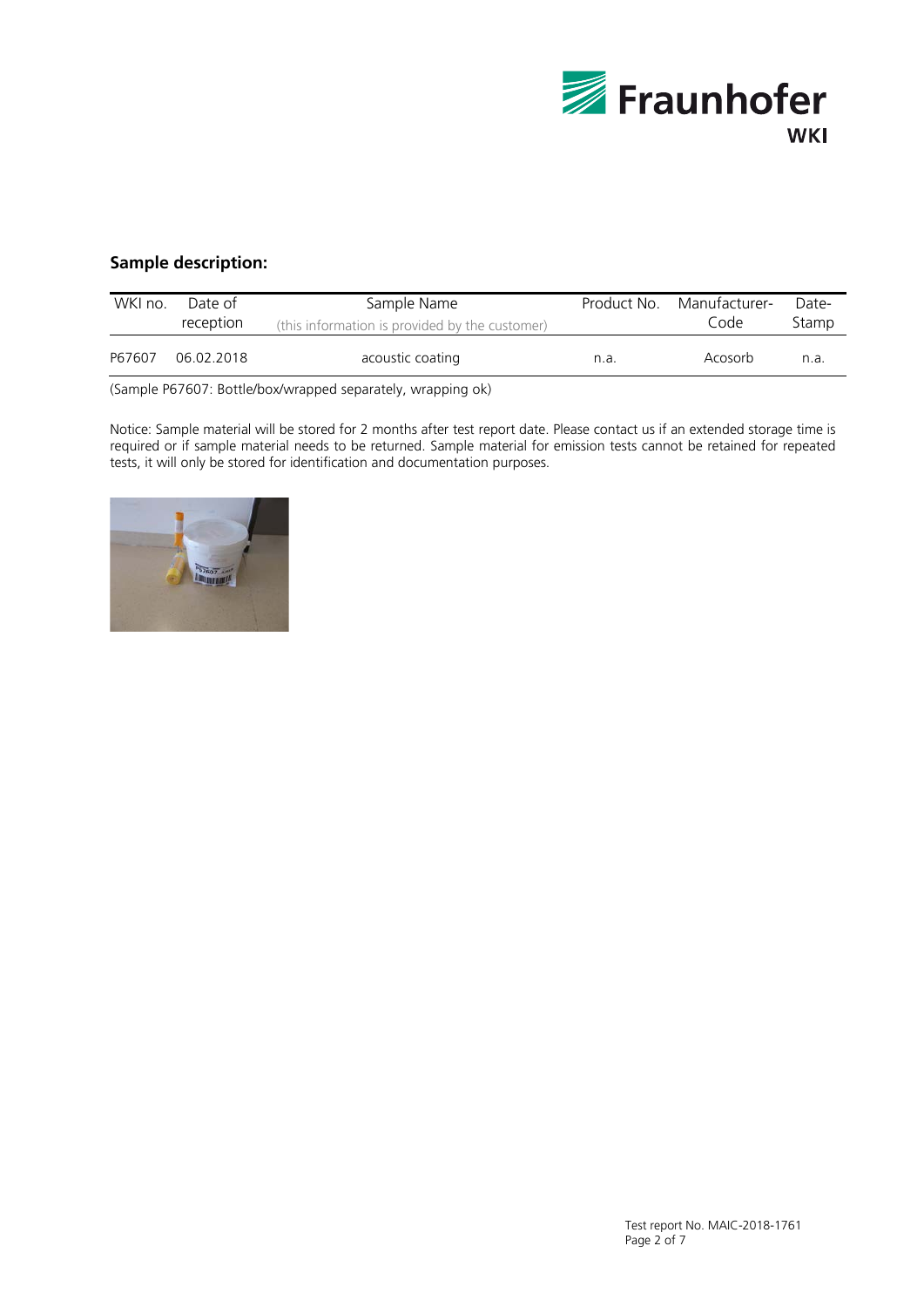## Sample description:

| WKI no. | Date of reception | Sample Name (this information is provided by the customer) | Product No. | Manufacturer-Code | Date-Stamp |
|---|---|---|---|---|---|
| P67607 | 06.02.2018 | acoustic coating | n.a. | Acosorb | n.a. |

(Sample P67607: Bottle/box/wrapped separately, wrapping ok)

Notice: Sample material will be stored for 2 months after test report date. Please contact us if an extended storage time is required or if sample material needs to be returned. Sample material for emission tests cannot be retained for repeated tests, it will only be stored for identification and documentation purposes.

Test report No. MAIC-2018-1761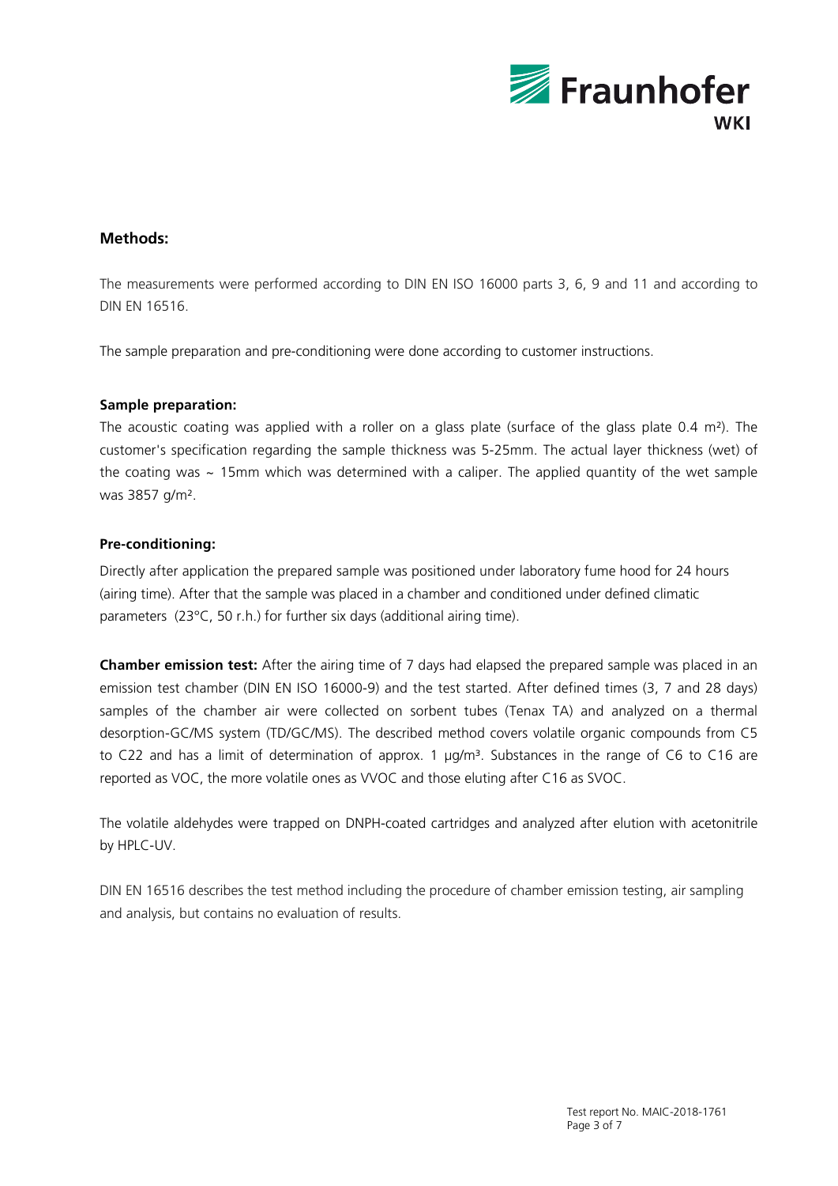## Methods:

The measurements were performed according to DIN EN ISO 16000 parts 3, 6, 9 and 11 and according to DIN EN 16516.

The sample preparation and pre-conditioning were done according to customer instructions.

### Sample preparation:

The acoustic coating was applied with a roller on a glass plate (surface of the glass plate 0.4 m²). The customer's specification regarding the sample thickness was 5-25mm. The actual layer thickness (wet) of the coating was ~ 15mm which was determined with a caliper. The applied quantity of the wet sample was 3857 g/m².

### Pre-conditioning:

Directly after application the prepared sample was positioned under laboratory fume hood for 24 hours (airing time). After that the sample was placed in a chamber and conditioned under defined climatic parameters (23°C, 50 r.h.) for further six days (additional airing time).

**Chamber emission test:** After the airing time of 7 days had elapsed the prepared sample was placed in an emission test chamber (DIN EN ISO 16000-9) and the test started. After defined times (3, 7 and 28 days) samples of the chamber air were collected on sorbent tubes (Tenax TA) and analyzed on a thermal desorption-GC/MS system (TD/GC/MS). The described method covers volatile organic compounds from C5 to C22 and has a limit of determination of approx. 1 µg/m³. Substances in the range of C6 to C16 are reported as VOC, the more volatile ones as VVOC and those eluting after C16 as SVOC.

The volatile aldehydes were trapped on DNPH-coated cartridges and analyzed after elution with acetonitrile by HPLC-UV.

DIN EN 16516 describes the test method including the procedure of chamber emission testing, air sampling and analysis, but contains no evaluation of results.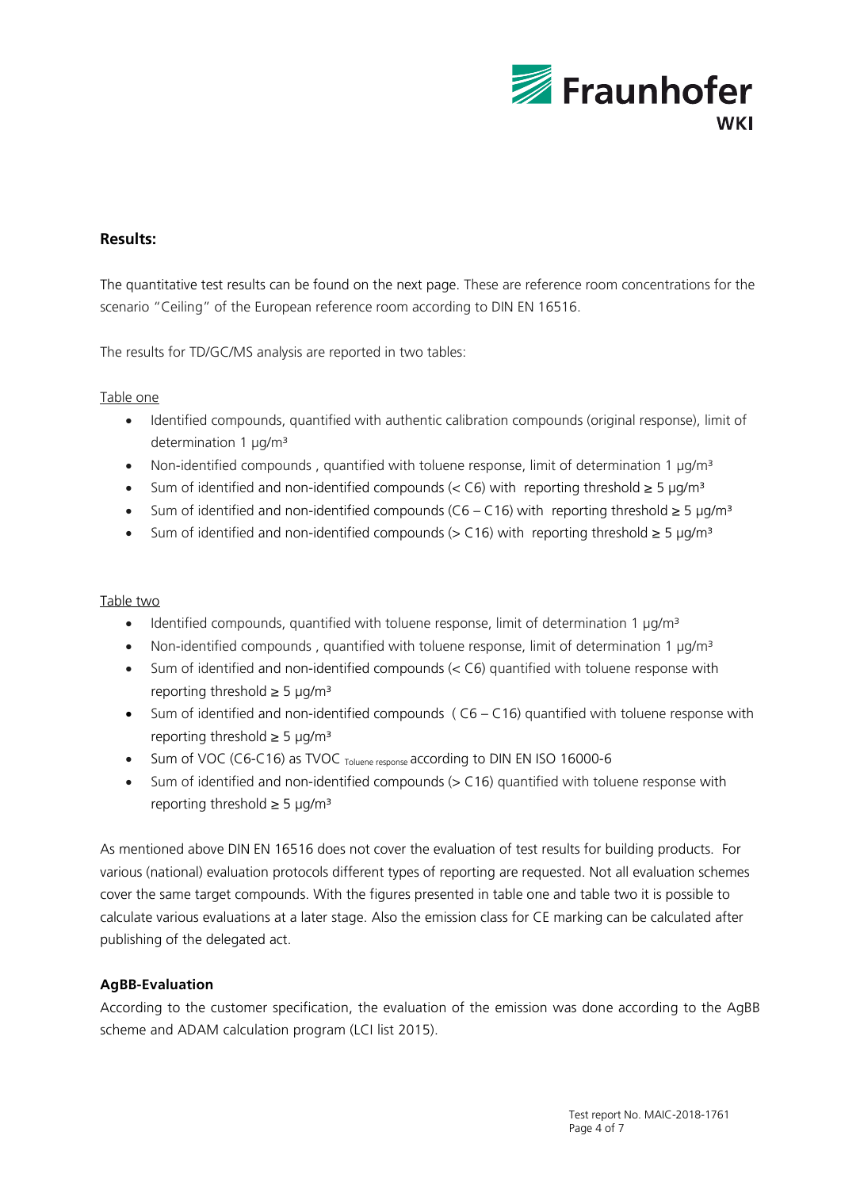## Results:

The quantitative test results can be found on the next page. These are reference room concentrations for the scenario "Ceiling" of the European reference room according to DIN EN 16516.

The results for TD/GC/MS analysis are reported in two tables:

Table one

- Identified compounds, quantified with authentic calibration compounds (original response), limit of determination 1 µg/m³
- Non-identified compounds , quantified with toluene response, limit of determination 1 µg/m³
- Sum of identified and non-identified compounds (< C6) with reporting threshold ≥ 5 µg/m³
- Sum of identified and non-identified compounds (C6 – C16) with reporting threshold ≥ 5 µg/m³
- Sum of identified and non-identified compounds (> C16) with reporting threshold ≥ 5 µg/m³

Table two

- Identified compounds, quantified with toluene response, limit of determination 1 µg/m³
- Non-identified compounds , quantified with toluene response, limit of determination 1 µg/m³
- Sum of identified and non-identified compounds (< C6) quantified with toluene response with reporting threshold ≥ 5 µg/m³
- Sum of identified and non-identified compounds ( C6 – C16) quantified with toluene response with reporting threshold ≥ 5 µg/m³
- Sum of VOC (C6-C16) as $TVOC_{\text{Toluene response}}$ according to DIN EN ISO 16000-6
- Sum of identified and non-identified compounds (> C16) quantified with toluene response with reporting threshold ≥ 5 µg/m³

As mentioned above DIN EN 16516 does not cover the evaluation of test results for building products. For various (national) evaluation protocols different types of reporting are requested. Not all evaluation schemes cover the same target compounds. With the figures presented in table one and table two it is possible to calculate various evaluations at a later stage. Also the emission class for CE marking can be calculated after publishing of the delegated act.

### AgBB-Evaluation

According to the customer specification, the evaluation of the emission was done according to the AgBB scheme and ADAM calculation program (LCI list 2015).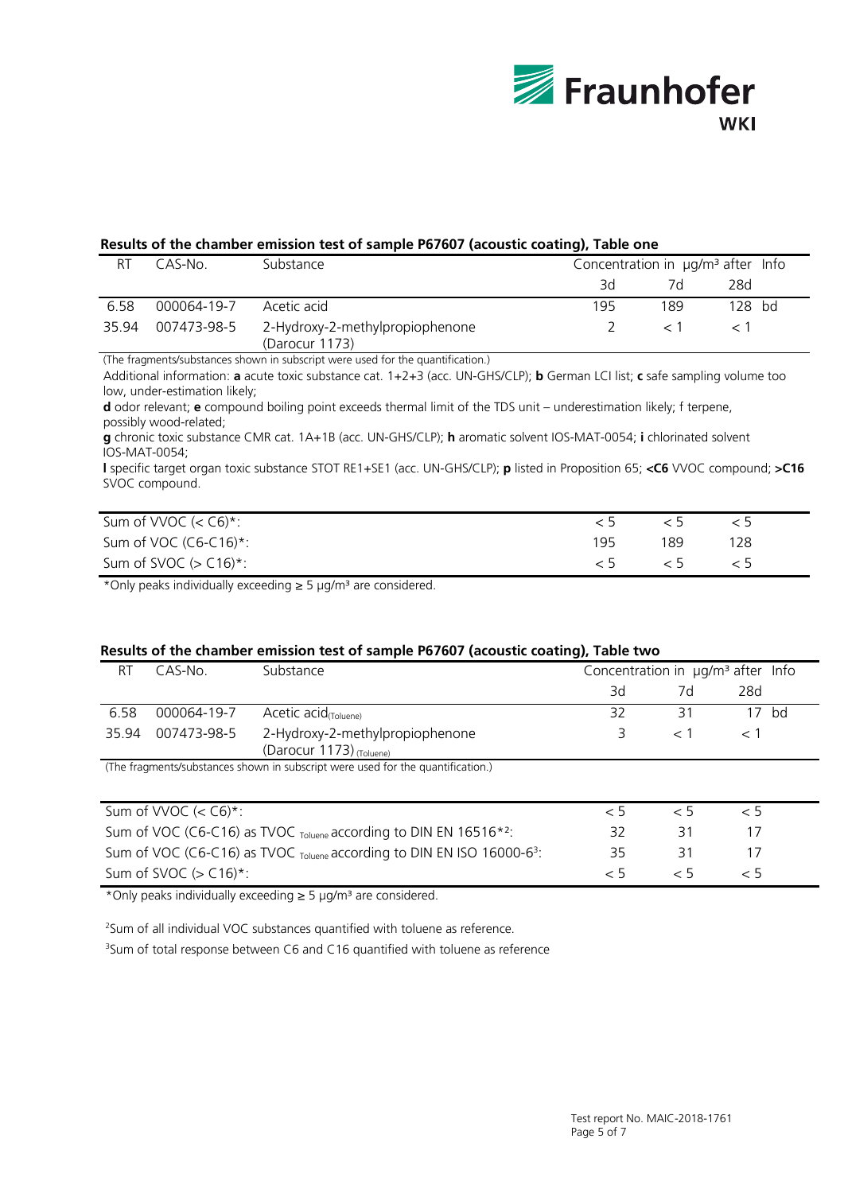### Results of the chamber emission test of sample P67607 (acoustic coating), Table one

| RT | CAS-No. | Substance | Concentration in µg/m³ after | | | Info |
|---|---|---|---|---|---|---|
| | | | 3d | 7d | 28d | |
| 6.58 | 000064-19-7 | Acetic acid | 195 | 189 | 128 | bd |
| 35.94 | 007473-98-5 | 2-Hydroxy-2-methylpropiophenone (Darocur 1173) | 2 | < 1 | < 1 | |

(The fragments/substances shown in subscript were used for the quantification.)

Additional information: **a** acute toxic substance cat. 1+2+3 (acc. UN-GHS/CLP); **b** German LCI list; **c** safe sampling volume too low, under-estimation likely;
**d** odor relevant; **e** compound boiling point exceeds thermal limit of the TDS unit – underestimation likely; f terpene, possibly wood-related;
**g** chronic toxic substance CMR cat. 1A+1B (acc. UN-GHS/CLP); **h** aromatic solvent IOS-MAT-0054; **i** chlorinated solvent IOS-MAT-0054;
**l** specific target organ toxic substance STOT RE1+SE1 (acc. UN-GHS/CLP); **p** listed in Proposition 65; **<C6** VVOC compound; **>C16** SVOC compound.

| | 3d | 7d | 28d |
|---|---|---|---|
| Sum of VVOC (< C6)*: | < 5 | < 5 | < 5 |
| Sum of VOC (C6-C16)*: | 195 | 189 | 128 |
| Sum of SVOC (> C16)*: | < 5 | < 5 | < 5 |

*Only peaks individually exceeding ≥ 5 µg/m³ are considered.

### Results of the chamber emission test of sample P67607 (acoustic coating), Table two

| RT | CAS-No. | Substance | Concentration in µg/m³ after | | | Info |
|---|---|---|---|---|---|---|
| | | | 3d | 7d | 28d | |
| 6.58 | 000064-19-7 | Acetic acid$_{(Toluene)}$ | 32 | 31 | 17 | bd |
| 35.94 | 007473-98-5 | 2-Hydroxy-2-methylpropiophenone (Darocur 1173) $_{(Toluene)}$ | 3 | < 1 | < 1 | |

(The fragments/substances shown in subscript were used for the quantification.)

| | 3d | 7d | 28d |
|---|---|---|---|
| Sum of VVOC (< C6)*: | < 5 | < 5 | < 5 |
| Sum of VOC (C6-C16) as TVOC $_{Toluene}$ according to DIN EN 16516*[2]: | 32 | 31 | 17 |
| Sum of VOC (C6-C16) as TVOC $_{Toluene}$ according to DIN EN ISO 16000-6[3]: | 35 | 31 | 17 |
| Sum of SVOC (> C16)*: | < 5 | < 5 | < 5 |

*Only peaks individually exceeding ≥ 5 µg/m³ are considered.

[2]Sum of all individual VOC substances quantified with toluene as reference.

[3]Sum of total response between C6 and C16 quantified with toluene as reference

Test report No. MAIC-2018-1761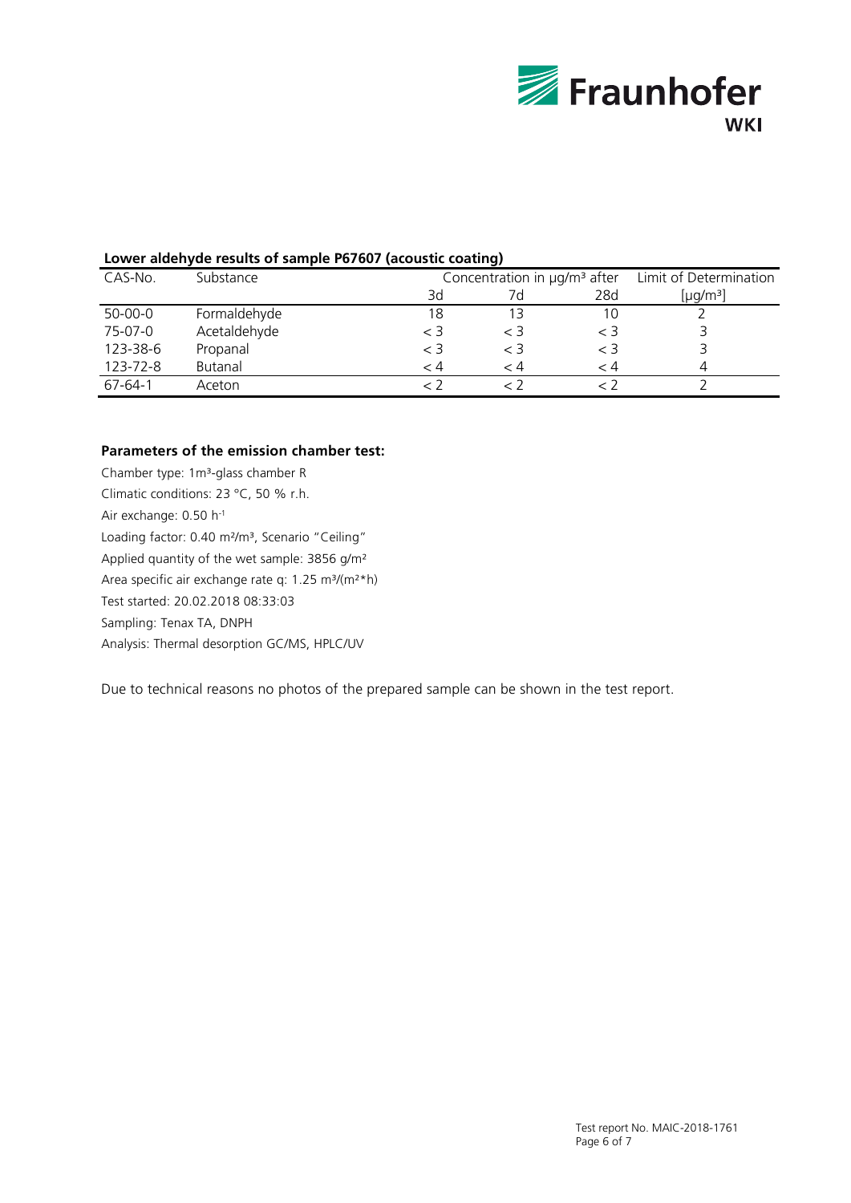**Lower aldehyde results of sample P67607 (acoustic coating)**

| CAS-No. | Substance | Concentration in µg/m³ after | | | Limit of Determination |
|---|---|---|---|---|---|
| | | 3d | 7d | 28d | [µg/m³] |
| 50-00-0 | Formaldehyde | 18 | 13 | 10 | 2 |
| 75-07-0 | Acetaldehyde | < 3 | < 3 | < 3 | 3 |
| 123-38-6 | Propanal | < 3 | < 3 | < 3 | 3 |
| 123-72-8 | Butanal | < 4 | < 4 | < 4 | 4 |
| 67-64-1 | Aceton | < 2 | < 2 | < 2 | 2 |

**Parameters of the emission chamber test:**

Chamber type: 1m³-glass chamber R

Climatic conditions: 23 °C, 50 % r.h.

Air exchange: 0.50 $h^{-1}$

Loading factor: 0.40 m²/m³, Scenario "Ceiling"

Applied quantity of the wet sample: 3856 g/m²

Area specific air exchange rate q: 1.25 m³/(m²*h)

Test started: 20.02.2018 08:33:03

Sampling: Tenax TA, DNPH

Analysis: Thermal desorption GC/MS, HPLC/UV

Due to technical reasons no photos of the prepared sample can be shown in the test report.

Test report No. MAIC-2018-1761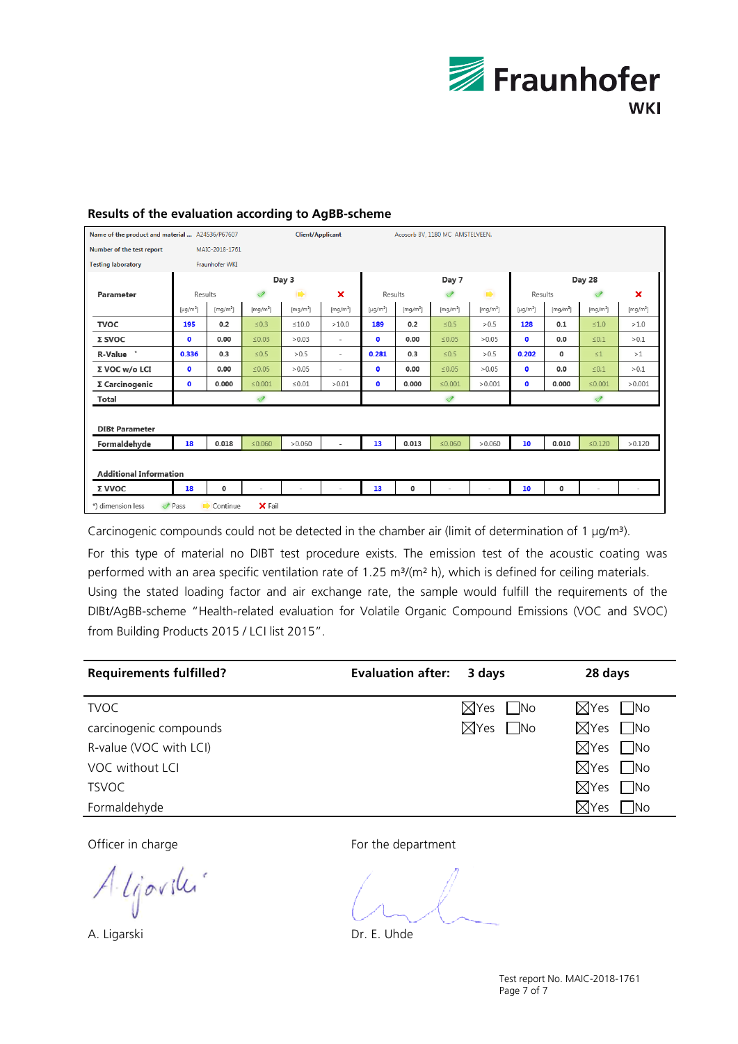## Results of the evaluation according to AgBB-scheme

| | | | | | | | | | | | | | | |
|---|---|---|---|---|---|---|---|---|---|---|---|---|---|---|
| Name of the product and material ... | A24536/P67607 | | Client/Applicant | | Acoorb BV, 1180 MC AMSTELVEEN. | | | | | | | | | |
| Number of the test report | MAIC-2018-1761 | | | | | | | | | | | | | |
| Testing laboratory | Fraunhofer WKI | | | | | | | | | | | | | |
| | Day 3 | | | | | Day 7 | | | | Day 28 | | | | |
| **Parameter** | Results | | Pass | Continue | Fail | Results | | Pass | Continue | Results | | Pass | Fail | |
| | [µg/m³] | [mg/m³] | [mg/m³] | [mg/m³] | [mg/m³] | [µg/m³] | [mg/m³] | [mg/m³] | [mg/m³] | [µg/m³] | [mg/m³] | [mg/m³] | [mg/m³] | |
| **TVOC** | 195 | 0.2 | ≤0.3 | ≤10.0 | >10.0 | 189 | 0.2 | ≤0.5 | >0.5 | 128 | 0.1 | ≤1.0 | >1.0 | |
| **Σ SVOC** | 0 | 0.00 | ≤0.03 | >0.03 | - | 0 | 0.00 | ≤0.05 | >0.05 | 0 | 0.0 | ≤0.1 | >0.1 | |
| **R-Value** * | 0.336 | 0.3 | ≤0.5 | >0.5 | - | 0.281 | 0.3 | ≤0.5 | >0.5 | 0.202 | 0 | ≤1 | >1 | |
| **Σ VOC w/o LCI** | 0 | 0.00 | ≤0.05 | >0.05 | - | 0 | 0.00 | ≤0.05 | >0.05 | 0 | 0.0 | ≤0.1 | >0.1 | |
| **Σ Carcinogenic** | 0 | 0.000 | ≤0.001 | ≤0.01 | >0.01 | 0 | 0.000 | ≤0.001 | >0.001 | 0 | 0.000 | ≤0.001 | >0.001 | |
| **Total** | | | Pass | | | | | Pass | | | | Pass | | |
| **DIBt Parameter** | | | | | | | | | | | | | | |
| **Formaldehyde** | 18 | 0.018 | ≤0.060 | >0.060 | - | 13 | 0.013 | ≤0.060 | >0.060 | 10 | 0.010 | ≤0.120 | >0.120 | |
| **Additional Information** | | | | | | | | | | | | | | |
| **Σ VVOC** | 18 | 0 | - | - | - | 13 | 0 | - | - | 10 | 0 | - | - | |

*) dimension less   Pass   Continue   Fail

Carcinogenic compounds could not be detected in the chamber air (limit of determination of 1 µg/m³).

For this type of material no DIBT test procedure exists. The emission test of the acoustic coating was performed with an area specific ventilation rate of 1.25 m³/(m² h), which is defined for ceiling materials. Using the stated loading factor and air exchange rate, the sample would fulfill the requirements of the DIBt/AgBB-scheme "Health-related evaluation for Volatile Organic Compound Emissions (VOC and SVOC) from Building Products 2015 / LCI list 2015".

| **Requirements fulfilled?** | **Evaluation after: 3 days** | **28 days** |
|---|---|---|
| TVOC | ☒Yes ☐No | ☒Yes ☐No |
| carcinogenic compounds | ☒Yes ☐No | ☒Yes ☐No |
| R-value (VOC with LCI) | | ☒Yes ☐No |
| VOC without LCI | | ☒Yes ☐No |
| TSVOC | | ☒Yes ☐No |
| Formaldehyde | | ☒Yes ☐No |

Officer in charge

A. Ligarski

For the department

Dr. E. Uhde

Test report No. MAIC-2018-1761